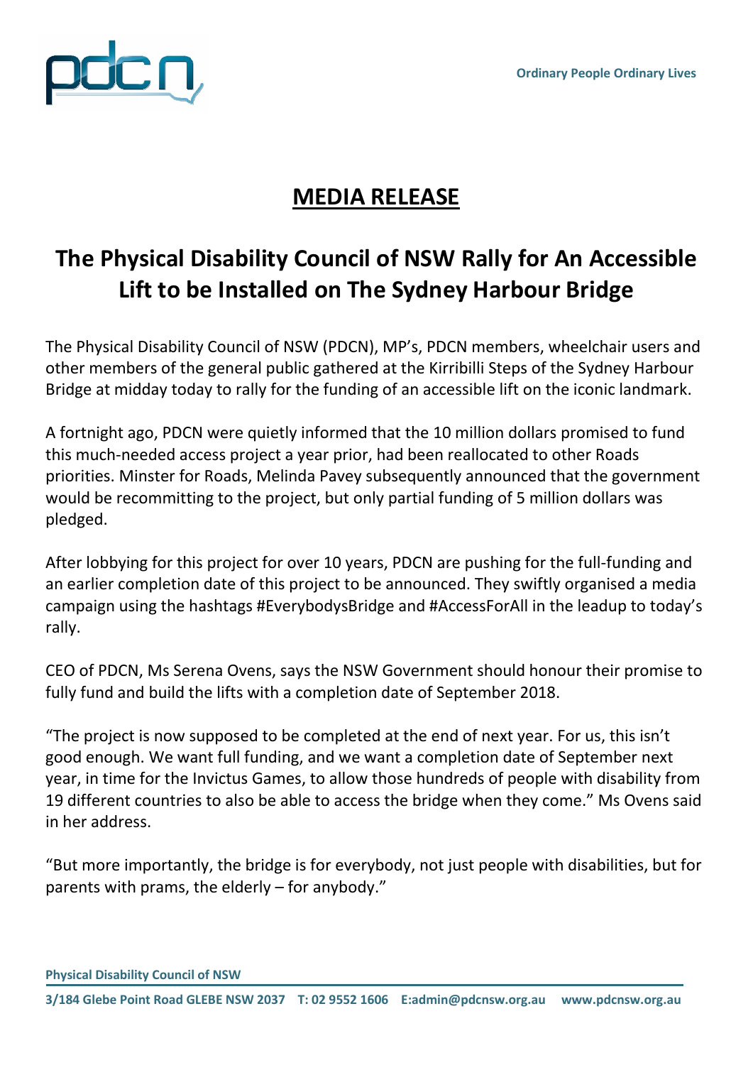Ordinary People Ordinary Lives

# MEDIA RELEASE

## The Physical Disability Council of NSW Rally for An Accessible Lift to be Installed on The Sydney Harbour Bridge

The Physical Disability Council of NSW (PDCN), MP's, PDCN members, wheelchair users and other members of the general public gathered at the Kirribilli Steps of the Sydney Harbour Bridge at midday today to rally for the funding of an accessible lift on the iconic landmark.

A fortnight ago, PDCN were quietly informed that the 10 million dollars promised to fund this much-needed access project a year prior, had been reallocated to other Roads priorities. Minster for Roads, Melinda Pavey subsequently announced that the government would be recommitting to the project, but only partial funding of 5 million dollars was pledged.

After lobbying for this project for over 10 years, PDCN are pushing for the full-funding and an earlier completion date of this project to be announced. They swiftly organised a media campaign using the hashtags #EverybodysBridge and #AccessForAll in the leadup to today's rally.

CEO of PDCN, Ms Serena Ovens, says the NSW Government should honour their promise to fully fund and build the lifts with a completion date of September 2018.

"The project is now supposed to be completed at the end of next year. For us, this isn't good enough. We want full funding, and we want a completion date of September next year, in time for the Invictus Games, to allow those hundreds of people with disability from 19 different countries to also be able to access the bridge when they come." Ms Ovens said in her address.

"But more importantly, the bridge is for everybody, not just people with disabilities, but for parents with prams, the elderly – for anybody."

**Physical Disability Council of NSW**

**3/184 Glebe Point Road GLEBE NSW 2037 T: 02 9552 1606 E:admin@pdcnsw.org.au www.pdcnsw.org.au**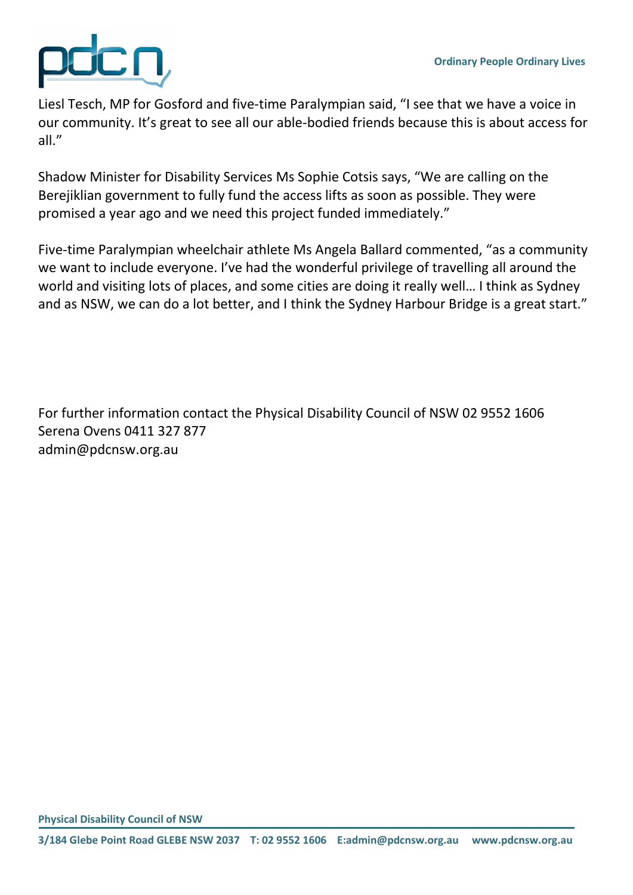Liesl Tesch, MP for Gosford and five-time Paralympian said, “I see that we have a voice in our community. It’s great to see all our able-bodied friends because this is about access for all.”

Shadow Minister for Disability Services Ms Sophie Cotsis says, “We are calling on the Berejiklian government to fully fund the access lifts as soon as possible. They were promised a year ago and we need this project funded immediately.”

Five-time Paralympian wheelchair athlete Ms Angela Ballard commented, “as a community we want to include everyone. I’ve had the wonderful privilege of travelling all around the world and visiting lots of places, and some cities are doing it really well… I think as Sydney and as NSW, we can do a lot better, and I think the Sydney Harbour Bridge is a great start.”

For further information contact the Physical Disability Council of NSW 02 9552 1606
Serena Ovens 0411 327 877
admin@pdcnsw.org.au